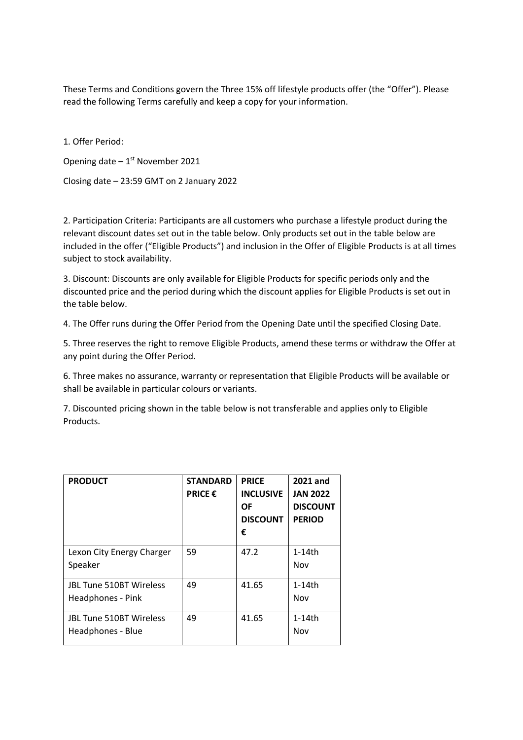These Terms and Conditions govern the Three 15% off lifestyle products offer (the "Offer"). Please read the following Terms carefully and keep a copy for your information.

1. Offer Period:

Opening date – 1st November 2021

Closing date – 23:59 GMT on 2 January 2022

2. Participation Criteria: Participants are all customers who purchase a lifestyle product during the relevant discount dates set out in the table below. Only products set out in the table below are included in the offer ("Eligible Products") and inclusion in the Offer of Eligible Products is at all times subject to stock availability.

3. Discount: Discounts are only available for Eligible Products for specific periods only and the discounted price and the period during which the discount applies for Eligible Products is set out in the table below.

4. The Offer runs during the Offer Period from the Opening Date until the specified Closing Date.

5. Three reserves the right to remove Eligible Products, amend these terms or withdraw the Offer at any point during the Offer Period.

6. Three makes no assurance, warranty or representation that Eligible Products will be available or shall be available in particular colours or variants.

7. Discounted pricing shown in the table below is not transferable and applies only to Eligible Products.

| PRODUCT | STANDARD PRICE € | PRICE INCLUSIVE OF DISCOUNT € | 2021 and JAN 2022 DISCOUNT PERIOD |
|---|---|---|---|
| Lexon City Energy Charger Speaker | 59 | 47.2 | 1-14th Nov |
| JBL Tune 510BT Wireless Headphones - Pink | 49 | 41.65 | 1-14th Nov |
| JBL Tune 510BT Wireless Headphones - Blue | 49 | 41.65 | 1-14th Nov |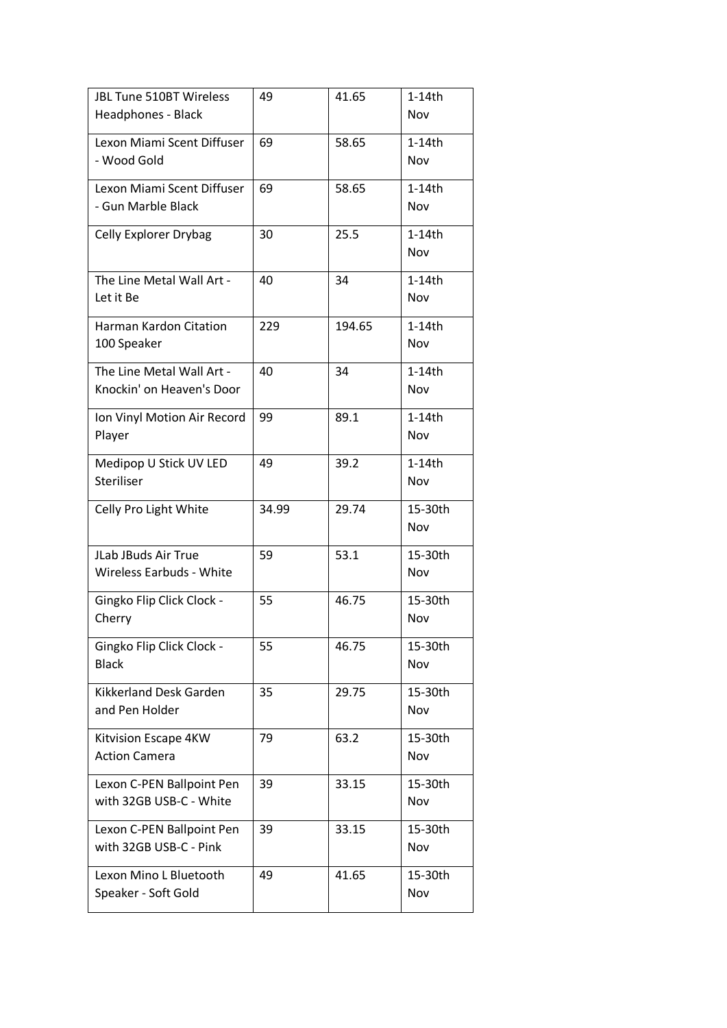| JBL Tune 510BT Wireless Headphones - Black | 49 | 41.65 | 1-14th Nov |
|---|---|---|---|
| Lexon Miami Scent Diffuser - Wood Gold | 69 | 58.65 | 1-14th Nov |
| Lexon Miami Scent Diffuser - Gun Marble Black | 69 | 58.65 | 1-14th Nov |
| Celly Explorer Drybag | 30 | 25.5 | 1-14th Nov |
| The Line Metal Wall Art - Let it Be | 40 | 34 | 1-14th Nov |
| Harman Kardon Citation 100 Speaker | 229 | 194.65 | 1-14th Nov |
| The Line Metal Wall Art - Knockin' on Heaven's Door | 40 | 34 | 1-14th Nov |
| Ion Vinyl Motion Air Record Player | 99 | 89.1 | 1-14th Nov |
| Medipop U Stick UV LED Steriliser | 49 | 39.2 | 1-14th Nov |
| Celly Pro Light White | 34.99 | 29.74 | 15-30th Nov |
| JLab JBuds Air True Wireless Earbuds - White | 59 | 53.1 | 15-30th Nov |
| Gingko Flip Click Clock - Cherry | 55 | 46.75 | 15-30th Nov |
| Gingko Flip Click Clock - Black | 55 | 46.75 | 15-30th Nov |
| Kikkerland Desk Garden and Pen Holder | 35 | 29.75 | 15-30th Nov |
| Kitvision Escape 4KW Action Camera | 79 | 63.2 | 15-30th Nov |
| Lexon C-PEN Ballpoint Pen with 32GB USB-C - White | 39 | 33.15 | 15-30th Nov |
| Lexon C-PEN Ballpoint Pen with 32GB USB-C - Pink | 39 | 33.15 | 15-30th Nov |
| Lexon Mino L Bluetooth Speaker - Soft Gold | 49 | 41.65 | 15-30th Nov |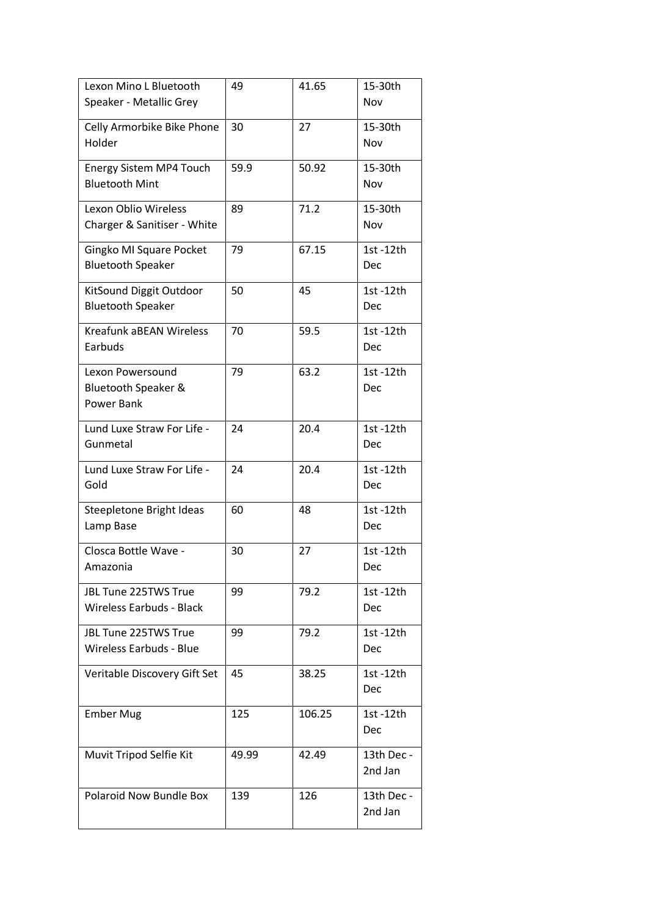| | | | |
|---|---|---|---|
| Lexon Mino L Bluetooth Speaker - Metallic Grey | 49 | 41.65 | 15-30th Nov |
| Celly Armorbike Bike Phone Holder | 30 | 27 | 15-30th Nov |
| Energy Sistem MP4 Touch Bluetooth Mint | 59.9 | 50.92 | 15-30th Nov |
| Lexon Oblio Wireless Charger & Sanitiser - White | 89 | 71.2 | 15-30th Nov |
| Gingko MI Square Pocket Bluetooth Speaker | 79 | 67.15 | 1st -12th Dec |
| KitSound Diggit Outdoor Bluetooth Speaker | 50 | 45 | 1st -12th Dec |
| Kreafunk aBEAN Wireless Earbuds | 70 | 59.5 | 1st -12th Dec |
| Lexon Powersound Bluetooth Speaker & Power Bank | 79 | 63.2 | 1st -12th Dec |
| Lund Luxe Straw For Life - Gunmetal | 24 | 20.4 | 1st -12th Dec |
| Lund Luxe Straw For Life - Gold | 24 | 20.4 | 1st -12th Dec |
| Steepletone Bright Ideas Lamp Base | 60 | 48 | 1st -12th Dec |
| Closca Bottle Wave - Amazonia | 30 | 27 | 1st -12th Dec |
| JBL Tune 225TWS True Wireless Earbuds - Black | 99 | 79.2 | 1st -12th Dec |
| JBL Tune 225TWS True Wireless Earbuds - Blue | 99 | 79.2 | 1st -12th Dec |
| Veritable Discovery Gift Set | 45 | 38.25 | 1st -12th Dec |
| Ember Mug | 125 | 106.25 | 1st -12th Dec |
| Muvit Tripod Selfie Kit | 49.99 | 42.49 | 13th Dec - 2nd Jan |
| Polaroid Now Bundle Box | 139 | 126 | 13th Dec - 2nd Jan |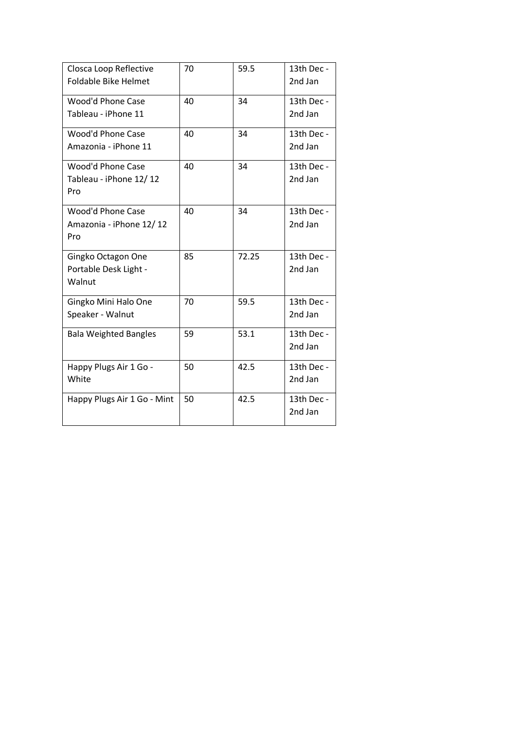| | | | |
|---|---|---|---|
| Closca Loop Reflective Foldable Bike Helmet | 70 | 59.5 | 13th Dec - 2nd Jan |
| Wood'd Phone Case Tableau - iPhone 11 | 40 | 34 | 13th Dec - 2nd Jan |
| Wood'd Phone Case Amazonia - iPhone 11 | 40 | 34 | 13th Dec - 2nd Jan |
| Wood'd Phone Case Tableau - iPhone 12/ 12 Pro | 40 | 34 | 13th Dec - 2nd Jan |
| Wood'd Phone Case Amazonia - iPhone 12/ 12 Pro | 40 | 34 | 13th Dec - 2nd Jan |
| Gingko Octagon One Portable Desk Light - Walnut | 85 | 72.25 | 13th Dec - 2nd Jan |
| Gingko Mini Halo One Speaker - Walnut | 70 | 59.5 | 13th Dec - 2nd Jan |
| Bala Weighted Bangles | 59 | 53.1 | 13th Dec - 2nd Jan |
| Happy Plugs Air 1 Go - White | 50 | 42.5 | 13th Dec - 2nd Jan |
| Happy Plugs Air 1 Go - Mint | 50 | 42.5 | 13th Dec - 2nd Jan |